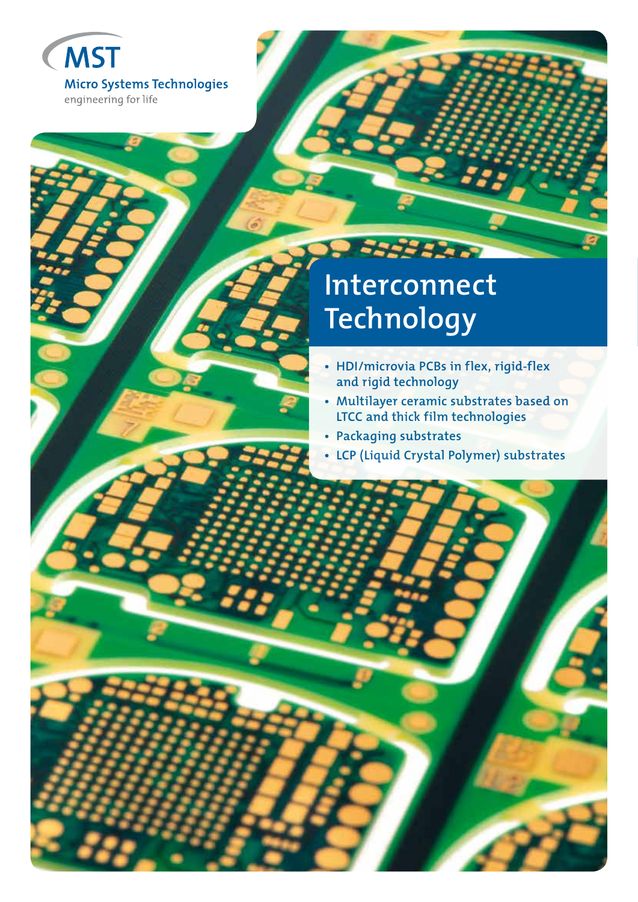MST

Micro Systems Technologies

engineering for life

# Interconnect Technology

- HDI/microvia PCBs in flex, rigid-flex and rigid technology
- Multilayer ceramic substrates based on LTCC and thick film technologies
- Packaging substrates
- LCP (Liquid Crystal Polymer) substrates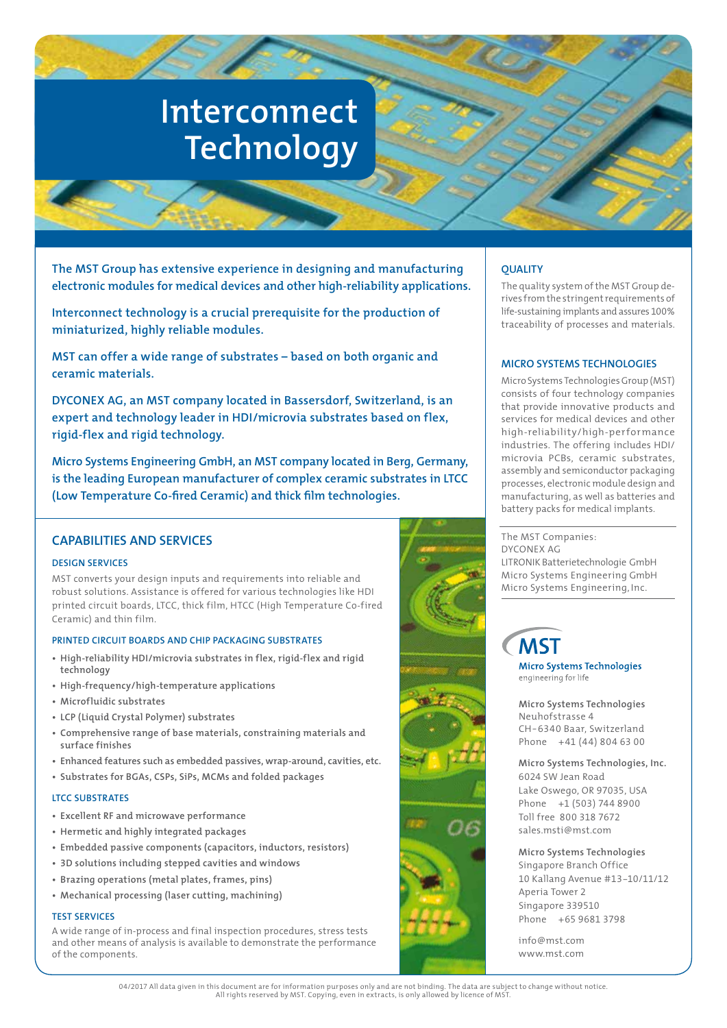# Interconnect Technology

**The MST Group has extensive experience in designing and manufacturing electronic modules for medical devices and other high-reliability applications.**

**Interconnect technology is a crucial prerequisite for the production of miniaturized, highly reliable modules.**

**MST can offer a wide range of substrates – based on both organic and ceramic materials.**

**DYCONEX AG, an MST company located in Bassersdorf, Switzerland, is an expert and technology leader in HDI/microvia substrates based on flex, rigid-flex and rigid technology.**

**Micro Systems Engineering GmbH, an MST company located in Berg, Germany, is the leading European manufacturer of complex ceramic substrates in LTCC (Low Temperature Co-fired Ceramic) and thick film technologies.**

## CAPABILITIES AND SERVICES

### DESIGN SERVICES

MST converts your design inputs and requirements into reliable and robust solutions. Assistance is offered for various technologies like HDI printed circuit boards, LTCC, thick film, HTCC (High Temperature Co-fired Ceramic) and thin film.

### PRINTED CIRCUIT BOARDS AND CHIP PACKAGING SUBSTRATES

- High-reliability HDI/microvia substrates in flex, rigid-flex and rigid technology
- High-frequency/high-temperature applications
- Microfluidic substrates
- LCP (Liquid Crystal Polymer) substrates
- Comprehensive range of base materials, constraining materials and surface finishes
- Enhanced features such as embedded passives, wrap-around, cavities, etc.
- Substrates for BGAs, CSPs, SiPs, MCMs and folded packages

### LTCC SUBSTRATES

- Excellent RF and microwave performance
- Hermetic and highly integrated packages
- Embedded passive components (capacitors, inductors, resistors)
- 3D solutions including stepped cavities and windows
- Brazing operations (metal plates, frames, pins)
- Mechanical processing (laser cutting, machining)

### TEST SERVICES

A wide range of in-process and final inspection procedures, stress tests and other means of analysis is available to demonstrate the performance of the components.

## QUALITY

The quality system of the MST Group derives from the stringent requirements of life-sustaining implants and assures 100% traceability of processes and materials.

## MICRO SYSTEMS TECHNOLOGIES

Micro Systems Technologies Group (MST) consists of four technology companies that provide innovative products and services for medical devices and other high-reliability/high-performance industries. The offering includes HDI/microvia PCBs, ceramic substrates, assembly and semiconductor packaging processes, electronic module design and manufacturing, as well as batteries and battery packs for medical implants.

The MST Companies:
DYCONEX AG
LITRONIK Batterietechnologie GmbH
Micro Systems Engineering GmbH
Micro Systems Engineering, Inc.

MST
Micro Systems Technologies
engineering for life

**Micro Systems Technologies**
Neuhofstrasse 4
CH-6340 Baar, Switzerland
Phone +41 (44) 804 63 00

**Micro Systems Technologies, Inc.**
6024 SW Jean Road
Lake Oswego, OR 97035, USA
Phone +1 (503) 744 8900
Toll free 800 318 7672
sales.msti@mst.com

**Micro Systems Technologies**
Singapore Branch Office
10 Kallang Avenue #13–10/11/12
Aperia Tower 2
Singapore 339510
Phone +65 9681 3798

info@mst.com
www.mst.com

04/2017 All data given in this document are for information purposes only and are not binding. The data are subject to change without notice. All rights reserved by MST. Copying, even in extracts, is only allowed by licence of MST.